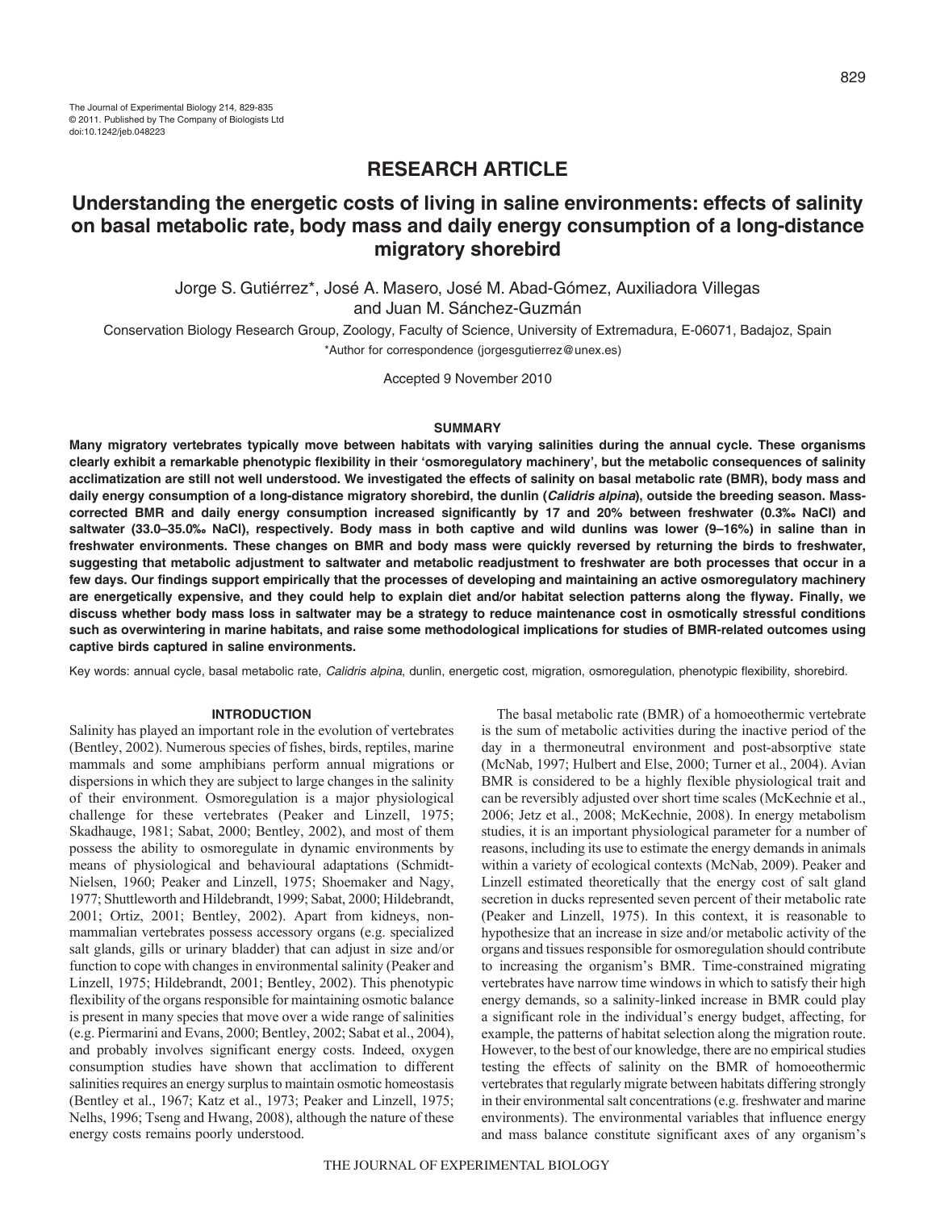## RESEARCH ARTICLE

# Understanding the energetic costs of living in saline environments: effects of salinity on basal metabolic rate, body mass and daily energy consumption of a long-distance migratory shorebird

Jorge S. Gutiérrez*, José A. Masero, José M. Abad-Gómez, Auxiliadora Villegas and Juan M. Sánchez-Guzmán

Conservation Biology Research Group, Zoology, Faculty of Science, University of Extremadura, E-06071, Badajoz, Spain

*Author for correspondence (jorgesgutierrez@unex.es)

Accepted 9 November 2010

## SUMMARY

**Many migratory vertebrates typically move between habitats with varying salinities during the annual cycle. These organisms clearly exhibit a remarkable phenotypic flexibility in their 'osmoregulatory machinery', but the metabolic consequences of salinity acclimatization are still not well understood. We investigated the effects of salinity on basal metabolic rate (BMR), body mass and daily energy consumption of a long-distance migratory shorebird, the dunlin (*Calidris alpina*), outside the breeding season. Mass-corrected BMR and daily energy consumption increased significantly by 17 and 20% between freshwater (0.3‰ NaCl) and saltwater (33.0–35.0‰ NaCl), respectively. Body mass in both captive and wild dunlins was lower (9–16%) in saline than in freshwater environments. These changes on BMR and body mass were quickly reversed by returning the birds to freshwater, suggesting that metabolic adjustment to saltwater and metabolic readjustment to freshwater are both processes that occur in a few days. Our findings support empirically that the processes of developing and maintaining an active osmoregulatory machinery are energetically expensive, and they could help to explain diet and/or habitat selection patterns along the flyway. Finally, we discuss whether body mass loss in saltwater may be a strategy to reduce maintenance cost in osmotically stressful conditions such as overwintering in marine habitats, and raise some methodological implications for studies of BMR-related outcomes using captive birds captured in saline environments.**

Key words: annual cycle, basal metabolic rate, *Calidris alpina*, dunlin, energetic cost, migration, osmoregulation, phenotypic flexibility, shorebird.

## INTRODUCTION

Salinity has played an important role in the evolution of vertebrates (Bentley, 2002). Numerous species of fishes, birds, reptiles, marine mammals and some amphibians perform annual migrations or dispersions in which they are subject to large changes in the salinity of their environment. Osmoregulation is a major physiological challenge for these vertebrates (Peaker and Linzell, 1975; Skadhauge, 1981; Sabat, 2000; Bentley, 2002), and most of them possess the ability to osmoregulate in dynamic environments by means of physiological and behavioural adaptations (Schmidt-Nielsen, 1960; Peaker and Linzell, 1975; Shoemaker and Nagy, 1977; Shuttleworth and Hildebrandt, 1999; Sabat, 2000; Hildebrandt, 2001; Ortiz, 2001; Bentley, 2002). Apart from kidneys, non-mammalian vertebrates possess accessory organs (e.g. specialized salt glands, gills or urinary bladder) that can adjust in size and/or function to cope with changes in environmental salinity (Peaker and Linzell, 1975; Hildebrandt, 2001; Bentley, 2002). This phenotypic flexibility of the organs responsible for maintaining osmotic balance is present in many species that move over a wide range of salinities (e.g. Piermarini and Evans, 2000; Bentley, 2002; Sabat et al., 2004), and probably involves significant energy costs. Indeed, oxygen consumption studies have shown that acclimation to different salinities requires an energy surplus to maintain osmotic homeostasis (Bentley et al., 1967; Katz et al., 1973; Peaker and Linzell, 1975; Nelhs, 1996; Tseng and Hwang, 2008), although the nature of these energy costs remains poorly understood.

The basal metabolic rate (BMR) of a homoeothermic vertebrate is the sum of metabolic activities during the inactive period of the day in a thermoneutral environment and post-absorptive state (McNab, 1997; Hulbert and Else, 2000; Turner et al., 2004). Avian BMR is considered to be a highly flexible physiological trait and can be reversibly adjusted over short time scales (McKechnie et al., 2006; Jetz et al., 2008; McKechnie, 2008). In energy metabolism studies, it is an important physiological parameter for a number of reasons, including its use to estimate the energy demands in animals within a variety of ecological contexts (McNab, 2009). Peaker and Linzell estimated theoretically that the energy cost of salt gland secretion in ducks represented seven percent of their metabolic rate (Peaker and Linzell, 1975). In this context, it is reasonable to hypothesize that an increase in size and/or metabolic activity of the organs and tissues responsible for osmoregulation should contribute to increasing the organism's BMR. Time-constrained migrating vertebrates have narrow time windows in which to satisfy their high energy demands, so a salinity-linked increase in BMR could play a significant role in the individual's energy budget, affecting, for example, the patterns of habitat selection along the migration route. However, to the best of our knowledge, there are no empirical studies testing the effects of salinity on the BMR of homoeothermic vertebrates that regularly migrate between habitats differing strongly in their environmental salt concentrations (e.g. freshwater and marine environments). The environmental variables that influence energy and mass balance constitute significant axes of any organism's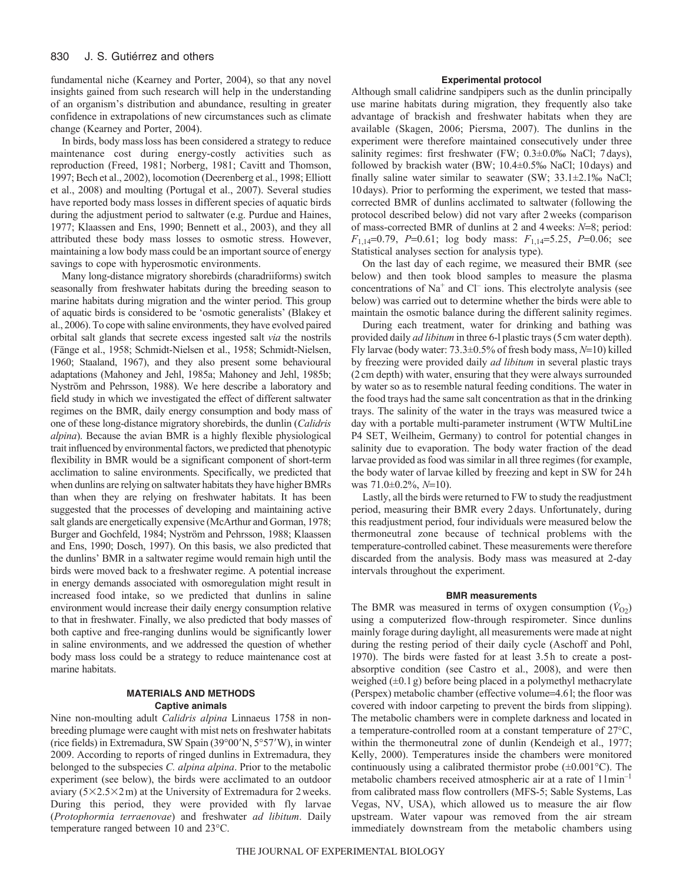fundamental niche (Kearney and Porter, 2004), so that any novel insights gained from such research will help in the understanding of an organism's distribution and abundance, resulting in greater confidence in extrapolations of new circumstances such as climate change (Kearney and Porter, 2004).

In birds, body mass loss has been considered a strategy to reduce maintenance cost during energy-costly activities such as reproduction (Freed, 1981; Norberg, 1981; Cavitt and Thomson, 1997; Bech et al., 2002), locomotion (Deerenberg et al., 1998; Elliott et al., 2008) and moulting (Portugal et al., 2007). Several studies have reported body mass losses in different species of aquatic birds during the adjustment period to saltwater (e.g. Purdue and Haines, 1977; Klaassen and Ens, 1990; Bennett et al., 2003), and they all attributed these body mass losses to osmotic stress. However, maintaining a low body mass could be an important source of energy savings to cope with hyperosmotic environments.

Many long-distance migratory shorebirds (charadriiforms) switch seasonally from freshwater habitats during the breeding season to marine habitats during migration and the winter period. This group of aquatic birds is considered to be 'osmotic generalists' (Blakey et al., 2006). To cope with saline environments, they have evolved paired orbital salt glands that secrete excess ingested salt *via* the nostrils (Fänge et al., 1958; Schmidt-Nielsen et al., 1958; Schmidt-Nielsen, 1960; Staaland, 1967), and they also present some behavioural adaptations (Mahoney and Jehl, 1985a; Mahoney and Jehl, 1985b; Nyström and Pehrsson, 1988). We here describe a laboratory and field study in which we investigated the effect of different saltwater regimes on the BMR, daily energy consumption and body mass of one of these long-distance migratory shorebirds, the dunlin (*Calidris alpina*). Because the avian BMR is a highly flexible physiological trait influenced by environmental factors, we predicted that phenotypic flexibility in BMR would be a significant component of short-term acclimation to saline environments. Specifically, we predicted that when dunlins are relying on saltwater habitats they have higher BMRs than when they are relying on freshwater habitats. It has been suggested that the processes of developing and maintaining active salt glands are energetically expensive (McArthur and Gorman, 1978; Burger and Gochfeld, 1984; Nyström and Pehrsson, 1988; Klaassen and Ens, 1990; Dosch, 1997). On this basis, we also predicted that the dunlins' BMR in a saltwater regime would remain high until the birds were moved back to a freshwater regime. A potential increase in energy demands associated with osmoregulation might result in increased food intake, so we predicted that dunlins in saline environment would increase their daily energy consumption relative to that in freshwater. Finally, we also predicted that body masses of both captive and free-ranging dunlins would be significantly lower in saline environments, and we addressed the question of whether body mass loss could be a strategy to reduce maintenance cost at marine habitats.

## MATERIALS AND METHODS

### Captive animals

Nine non-moulting adult *Calidris alpina* Linnaeus 1758 in non-breeding plumage were caught with mist nets on freshwater habitats (rice fields) in Extremadura, SW Spain (39°00′N, 5°57′W), in winter 2009. According to reports of ringed dunlins in Extremadura, they belonged to the subspecies *C. alpina alpina*. Prior to the metabolic experiment (see below), the birds were acclimated to an outdoor aviary (5×2.5×2 m) at the University of Extremadura for 2 weeks. During this period, they were provided with fly larvae (*Protophormia terraenovae*) and freshwater *ad libitum*. Daily temperature ranged between 10 and 23°C.

### Experimental protocol

Although small calidrine sandpipers such as the dunlin principally use marine habitats during migration, they frequently also take advantage of brackish and freshwater habitats when they are available (Skagen, 2006; Piersma, 2007). The dunlins in the experiment were therefore maintained consecutively under three salinity regimes: first freshwater (FW; 0.3±0.0‰ NaCl; 7 days), followed by brackish water (BW; 10.4±0.5‰ NaCl; 10 days) and finally saline water similar to seawater (SW; 33.1±2.1‰ NaCl; 10 days). Prior to performing the experiment, we tested that mass-corrected BMR of dunlins acclimated to saltwater (following the protocol described below) did not vary after 2 weeks (comparison of mass-corrected BMR of dunlins at 2 and 4 weeks: $N$=8; period: $F_{1,14}$=0.79, $P$=0.61; log body mass: $F_{1,14}$=5.25, $P$=0.06; see Statistical analyses section for analysis type).

On the last day of each regime, we measured their BMR (see below) and then took blood samples to measure the plasma concentrations of $Na^+$ and $Cl^-$ ions. This electrolyte analysis (see below) was carried out to determine whether the birds were able to maintain the osmotic balance during the different salinity regimes.

During each treatment, water for drinking and bathing was provided daily *ad libitum* in three 6-l plastic trays (5 cm water depth). Fly larvae (body water: 73.3±0.5% of fresh body mass, $N$=10) killed by freezing were provided daily *ad libitum* in several plastic trays (2 cm depth) with water, ensuring that they were always surrounded by water so as to resemble natural feeding conditions. The water in the food trays had the same salt concentration as that in the drinking trays. The salinity of the water in the trays was measured twice a day with a portable multi-parameter instrument (WTW MultiLine P4 SET, Weilheim, Germany) to control for potential changes in salinity due to evaporation. The body water fraction of the dead larvae provided as food was similar in all three regimes (for example, the body water of larvae killed by freezing and kept in SW for 24 h was 71.0±0.2%, $N$=10).

Lastly, all the birds were returned to FW to study the readjustment period, measuring their BMR every 2 days. Unfortunately, during this readjustment period, four individuals were measured below the thermoneutral zone because of technical problems with the temperature-controlled cabinet. These measurements were therefore discarded from the analysis. Body mass was measured at 2-day intervals throughout the experiment.

### BMR measurements

The BMR was measured in terms of oxygen consumption ($\dot{V}_{O_2}$) using a computerized flow-through respirometer. Since dunlins mainly forage during daylight, all measurements were made at night during the resting period of their daily cycle (Aschoff and Pohl, 1970). The birds were fasted for at least 3.5 h to create a post-absorptive condition (see Castro et al., 2008), and were then weighed (±0.1 g) before being placed in a polymethyl methacrylate (Perspex) metabolic chamber (effective volume=4.6 l; the floor was covered with indoor carpeting to prevent the birds from slipping). The metabolic chambers were in complete darkness and located in a temperature-controlled room at a constant temperature of 27°C, within the thermoneutral zone of dunlin (Kendeigh et al., 1977; Kelly, 2000). Temperatures inside the chambers were monitored continuously using a calibrated thermistor probe (±0.001°C). The metabolic chambers received atmospheric air at a rate of 1 l min$^{-1}$ from calibrated mass flow controllers (MFS-5; Sable Systems, Las Vegas, NV, USA), which allowed us to measure the air flow upstream. Water vapour was removed from the air stream immediately downstream from the metabolic chambers using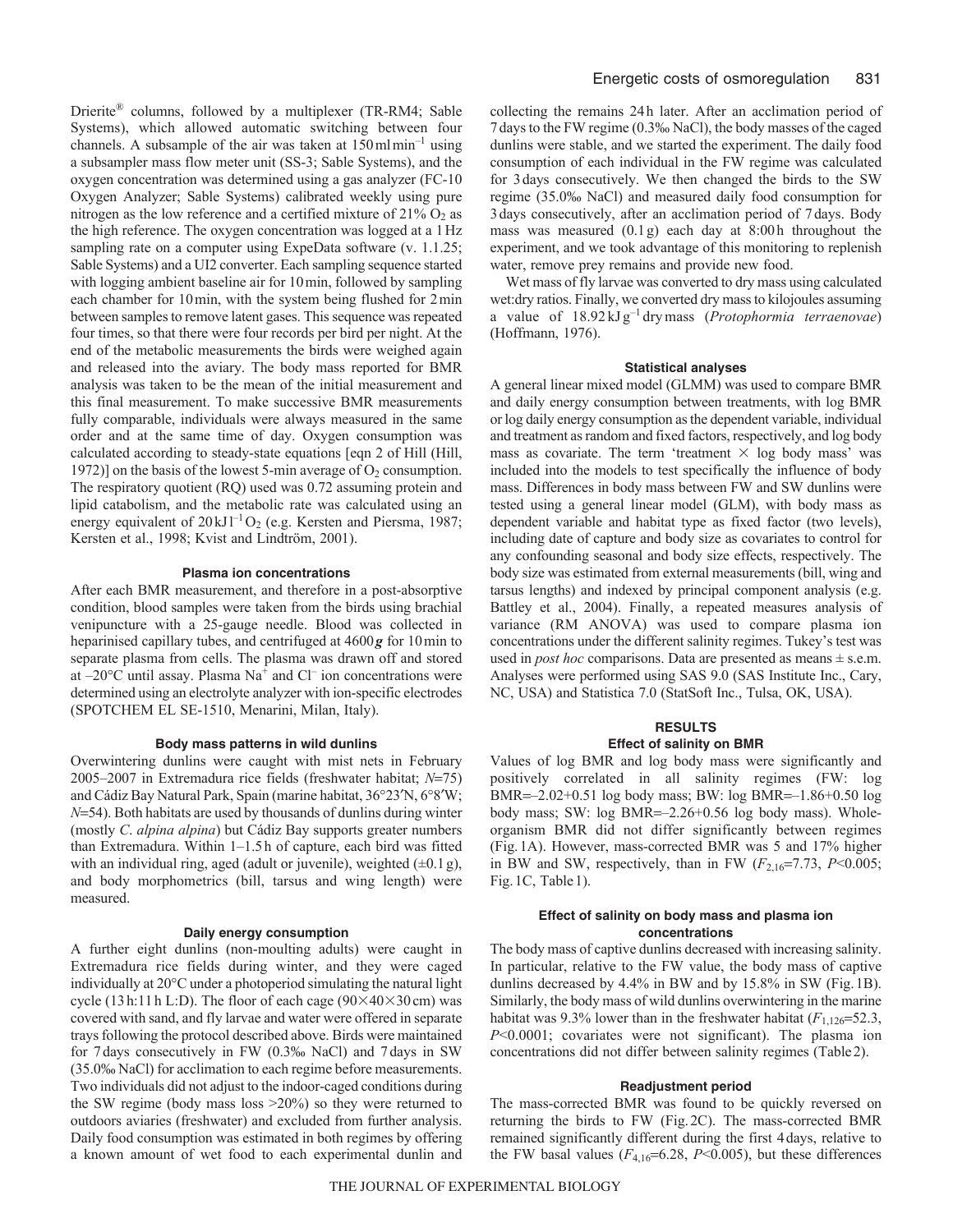Drierite® columns, followed by a multiplexer (TR-RM4; Sable Systems), which allowed automatic switching between four channels. A subsample of the air was taken at $150\,\mathrm{ml\,min^{-1}}$ using a subsampler mass flow meter unit (SS-3; Sable Systems), and the oxygen concentration was determined using a gas analyzer (FC-10 Oxygen Analyzer; Sable Systems) calibrated weekly using pure nitrogen as the low reference and a certified mixture of 21% $O_2$ as the high reference. The oxygen concentration was logged at a 1 Hz sampling rate on a computer using ExpeData software (v. 1.1.25; Sable Systems) and a UI2 converter. Each sampling sequence started with logging ambient baseline air for 10 min, followed by sampling each chamber for 10 min, with the system being flushed for 2 min between samples to remove latent gases. This sequence was repeated four times, so that there were four records per bird per night. At the end of the metabolic measurements the birds were weighed again and released into the aviary. The body mass reported for BMR analysis was taken to be the mean of the initial measurement and this final measurement. To make successive BMR measurements fully comparable, individuals were always measured in the same order and at the same time of day. Oxygen consumption was calculated according to steady-state equations [eqn 2 of Hill (Hill, 1972)] on the basis of the lowest 5-min average of $O_2$ consumption. The respiratory quotient (RQ) used was 0.72 assuming protein and lipid catabolism, and the metabolic rate was calculated using an energy equivalent of $20\,\mathrm{kJ\,l^{-1}\,O_2}$ (e.g. Kersten and Piersma, 1987; Kersten et al., 1998; Kvist and Lindtröm, 2001).

### Plasma ion concentrations

After each BMR measurement, and therefore in a post-absorptive condition, blood samples were taken from the birds using brachial venipuncture with a 25-gauge needle. Blood was collected in heparinised capillary tubes, and centrifuged at 4600 ***g*** for 10 min to separate plasma from cells. The plasma was drawn off and stored at –20°C until assay. Plasma $Na^+$ and $Cl^-$ ion concentrations were determined using an electrolyte analyzer with ion-specific electrodes (SPOTCHEM EL SE-1510, Menarini, Milan, Italy).

### Body mass patterns in wild dunlins

Overwintering dunlins were caught with mist nets in February 2005–2007 in Extremadura rice fields (freshwater habitat; *N*=75) and Cádiz Bay Natural Park, Spain (marine habitat, 36°23′N, 6°8′W; *N*=54). Both habitats are used by thousands of dunlins during winter (mostly *C. alpina alpina*) but Cádiz Bay supports greater numbers than Extremadura. Within 1–1.5 h of capture, each bird was fitted with an individual ring, aged (adult or juvenile), weighted (±0.1 g), and body morphometrics (bill, tarsus and wing length) were measured.

### Daily energy consumption

A further eight dunlins (non-moulting adults) were caught in Extremadura rice fields during winter, and they were caged individually at 20°C under a photoperiod simulating the natural light cycle (13 h:11 h L:D). The floor of each cage (90×40×30 cm) was covered with sand, and fly larvae and water were offered in separate trays following the protocol described above. Birds were maintained for 7 days consecutively in FW (0.3‰ NaCl) and 7 days in SW (35.0‰ NaCl) for acclimation to each regime before measurements. Two individuals did not adjust to the indoor-caged conditions during the SW regime (body mass loss >20%) so they were returned to outdoors aviaries (freshwater) and excluded from further analysis. Daily food consumption was estimated in both regimes by offering a known amount of wet food to each experimental dunlin and collecting the remains 24 h later. After an acclimation period of 7 days to the FW regime (0.3‰ NaCl), the body masses of the caged dunlins were stable, and we started the experiment. The daily food consumption of each individual in the FW regime was calculated for 3 days consecutively. We then changed the birds to the SW regime (35.0‰ NaCl) and measured daily food consumption for 3 days consecutively, after an acclimation period of 7 days. Body mass was measured (0.1 g) each day at 8:00 h throughout the experiment, and we took advantage of this monitoring to replenish water, remove prey remains and provide new food.

Wet mass of fly larvae was converted to dry mass using calculated wet:dry ratios. Finally, we converted dry mass to kilojoules assuming a value of $18.92\,\mathrm{kJ\,g^{-1}}$ dry mass (*Protophormia terraenovae*) (Hoffmann, 1976).

### Statistical analyses

A general linear mixed model (GLMM) was used to compare BMR and daily energy consumption between treatments, with log BMR or log daily energy consumption as the dependent variable, individual and treatment as random and fixed factors, respectively, and log body mass as covariate. The term 'treatment × log body mass' was included into the models to test specifically the influence of body mass. Differences in body mass between FW and SW dunlins were tested using a general linear model (GLM), with body mass as dependent variable and habitat type as fixed factor (two levels), including date of capture and body size as covariates to control for any confounding seasonal and body size effects, respectively. The body size was estimated from external measurements (bill, wing and tarsus lengths) and indexed by principal component analysis (e.g. Battley et al., 2004). Finally, a repeated measures analysis of variance (RM ANOVA) was used to compare plasma ion concentrations under the different salinity regimes. Tukey's test was used in *post hoc* comparisons. Data are presented as means ± s.e.m. Analyses were performed using SAS 9.0 (SAS Institute Inc., Cary, NC, USA) and Statistica 7.0 (StatSoft Inc., Tulsa, OK, USA).

## RESULTS

### Effect of salinity on BMR

Values of log BMR and log body mass were significantly and positively correlated in all salinity regimes (FW: log BMR=–2.02+0.51 log body mass; BW: log BMR=–1.86+0.50 log body mass; SW: log BMR=–2.26+0.56 log body mass). Whole-organism BMR did not differ significantly between regimes (Fig. 1A). However, mass-corrected BMR was 5 and 17% higher in BW and SW, respectively, than in FW ($F_{2,16}=7.73$, $P<0.005$; Fig. 1C, Table 1).

### Effect of salinity on body mass and plasma ion concentrations

The body mass of captive dunlins decreased with increasing salinity. In particular, relative to the FW value, the body mass of captive dunlins decreased by 4.4% in BW and by 15.8% in SW (Fig. 1B). Similarly, the body mass of wild dunlins overwintering in the marine habitat was 9.3% lower than in the freshwater habitat ($F_{1,126}=52.3$, $P<0.0001$; covariates were not significant). The plasma ion concentrations did not differ between salinity regimes (Table 2).

### Readjustment period

The mass-corrected BMR was found to be quickly reversed on returning the birds to FW (Fig. 2C). The mass-corrected BMR remained significantly different during the first 4 days, relative to the FW basal values ($F_{4,16}=6.28$, $P<0.005$), but these differences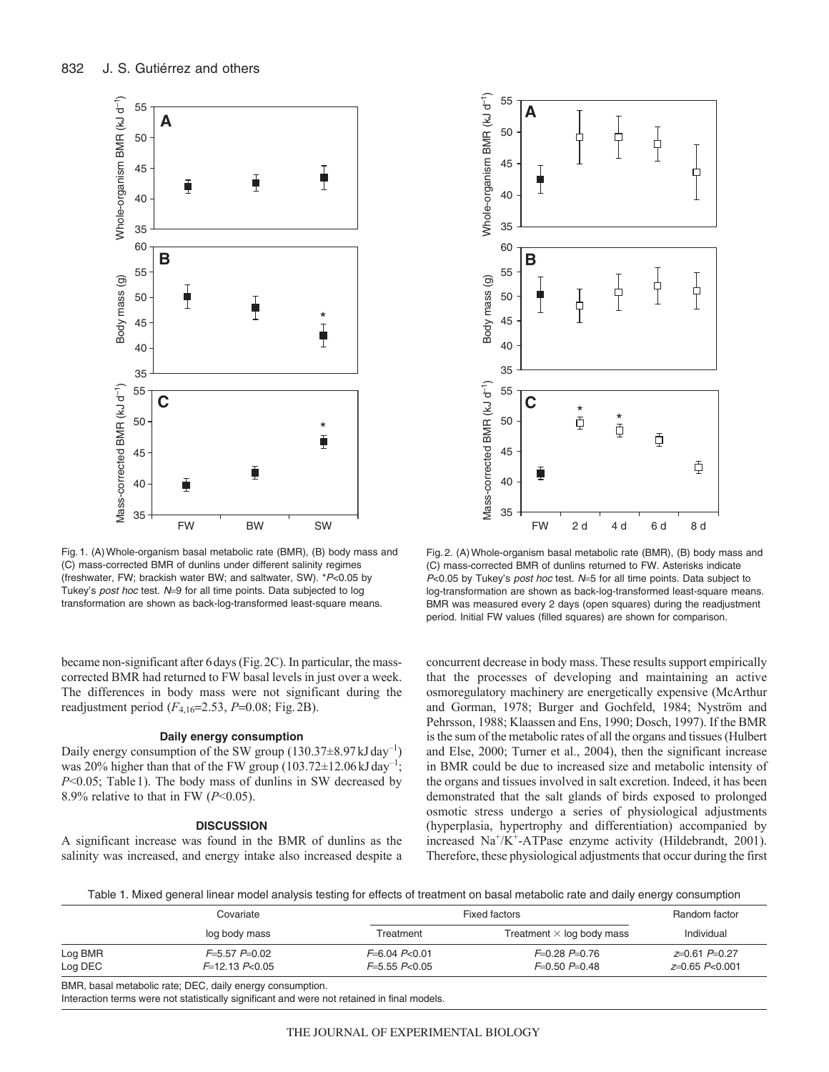Fig. 1. (A) Whole-organism basal metabolic rate (BMR), (B) body mass and (C) mass-corrected BMR of dunlins under different salinity regimes (freshwater, FW; brackish water BW; and saltwater, SW). *$P$<0.05 by Tukey's *post hoc* test. $N$=9 for all time points. Data subjected to log transformation are shown as back-log-transformed least-square means.

Fig. 2. (A) Whole-organism basal metabolic rate (BMR), (B) body mass and (C) mass-corrected BMR of dunlins returned to FW. Asterisks indicate $P$<0.05 by Tukey's *post hoc* test. $N$=5 for all time points. Data subject to log-transformation are shown as back-log-transformed least-square means. BMR was measured every 2 days (open squares) during the readjustment period. Initial FW values (filled squares) are shown for comparison.

became non-significant after 6 days (Fig. 2C). In particular, the mass-corrected BMR had returned to FW basal levels in just over a week. The differences in body mass were not significant during the readjustment period ($F_{4,16}$=2.53, $P$=0.08; Fig. 2B).

### Daily energy consumption

Daily energy consumption of the SW group (130.37±8.97 kJ day$^{-1}$) was 20% higher than that of the FW group (103.72±12.06 kJ day$^{-1}$; $P$<0.05; Table 1). The body mass of dunlins in SW decreased by 8.9% relative to that in FW ($P$<0.05).

## DISCUSSION

A significant increase was found in the BMR of dunlins as the salinity was increased, and energy intake also increased despite a concurrent decrease in body mass. These results support empirically that the processes of developing and maintaining an active osmoregulatory machinery are energetically expensive (McArthur and Gorman, 1978; Burger and Gochfeld, 1984; Nyström and Pehrsson, 1988; Klaassen and Ens, 1990; Dosch, 1997). If the BMR is the sum of the metabolic rates of all the organs and tissues (Hulbert and Else, 2000; Turner et al., 2004), then the significant increase in BMR could be due to increased size and metabolic intensity of the organs and tissues involved in salt excretion. Indeed, it has been demonstrated that the salt glands of birds exposed to prolonged osmotic stress undergo a series of physiological adjustments (hyperplasia, hypertrophy and differentiation) accompanied by increased $Na^{+}/K^{+}$-ATPase enzyme activity (Hildebrandt, 2001). Therefore, these physiological adjustments that occur during the first

Table 1. Mixed general linear model analysis testing for effects of treatment on basal metabolic rate and daily energy consumption

| | Covariate | Fixed factors | | Random factor |
|---|---|---|---|---|
| | log body mass | Treatment | Treatment × log body mass | Individual |
| Log BMR | $F$=5.57 $P$=0.02 | $F$=6.04 $P$<0.01 | $F$=0.28 $P$=0.76 | $z$=0.61 $P$=0.27 |
| Log DEC | $F$=12.13 $P$<0.05 | $F$=5.55 $P$<0.05 | $F$=0.50 $P$=0.48 | $z$=0.65 $P$<0.001 |

BMR, basal metabolic rate; DEC, daily energy consumption.
Interaction terms were not statistically significant and were not retained in final models.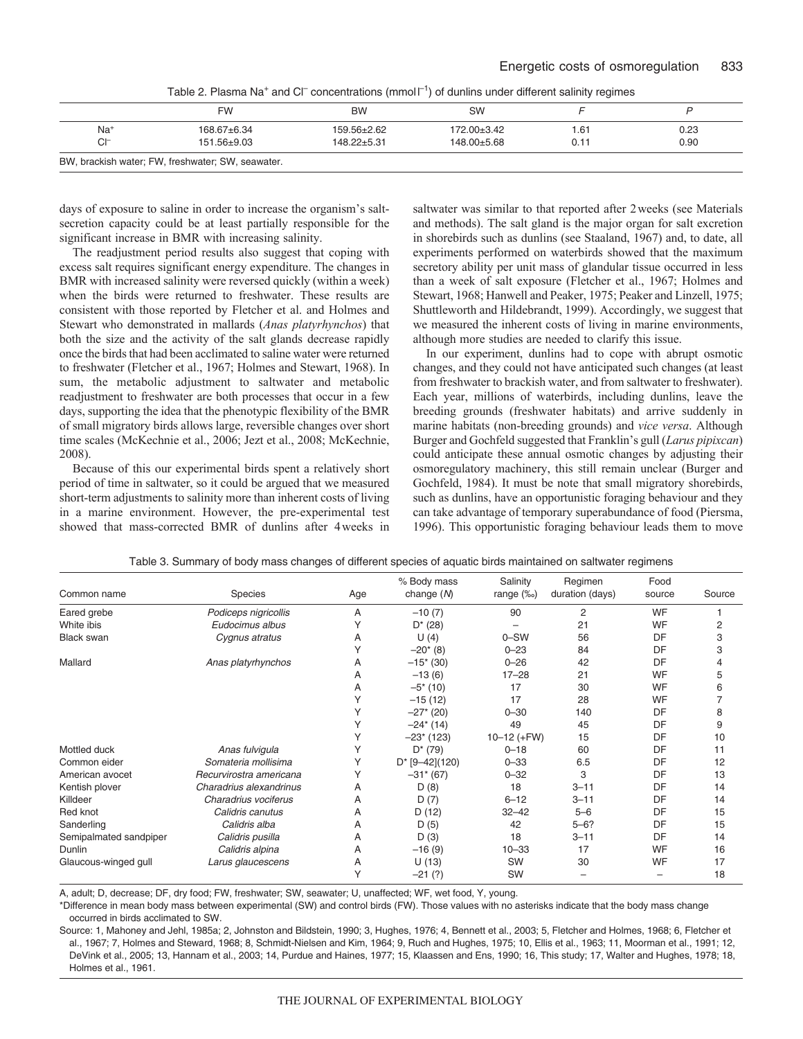Table 2. Plasma $Na^+$ and $Cl^-$ concentrations (mmol $l^{-1}$) of dunlins under different salinity regimes

| | FW | BW | SW | $F$ | $P$ |
|---|---|---|---|---|---|
| $Na^+$ | 168.67±6.34 | 159.56±2.62 | 172.00±3.42 | 1.61 | 0.23 |
| $Cl^-$ | 151.56±9.03 | 148.22±5.31 | 148.00±5.68 | 0.11 | 0.90 |

BW, brackish water; FW, freshwater; SW, seawater.

days of exposure to saline in order to increase the organism's salt-secretion capacity could be at least partially responsible for the significant increase in BMR with increasing salinity.

The readjustment period results also suggest that coping with excess salt requires significant energy expenditure. The changes in BMR with increased salinity were reversed quickly (within a week) when the birds were returned to freshwater. These results are consistent with those reported by Fletcher et al. and Holmes and Stewart who demonstrated in mallards (*Anas platyrhynchos*) that both the size and the activity of the salt glands decrease rapidly once the birds that had been acclimated to saline water were returned to freshwater (Fletcher et al., 1967; Holmes and Stewart, 1968). In sum, the metabolic adjustment to saltwater and metabolic readjustment to freshwater are both processes that occur in a few days, supporting the idea that the phenotypic flexibility of the BMR of small migratory birds allows large, reversible changes over short time scales (McKechnie et al., 2006; Jezt et al., 2008; McKechnie, 2008).

Because of this our experimental birds spent a relatively short period of time in saltwater, so it could be argued that we measured short-term adjustments to salinity more than inherent costs of living in a marine environment. However, the pre-experimental test showed that mass-corrected BMR of dunlins after 4 weeks in saltwater was similar to that reported after 2 weeks (see Materials and methods). The salt gland is the major organ for salt excretion in shorebirds such as dunlins (see Staaland, 1967) and, to date, all experiments performed on waterbirds showed that the maximum secretory ability per unit mass of glandular tissue occurred in less than a week of salt exposure (Fletcher et al., 1967; Holmes and Stewart, 1968; Hanwell and Peaker, 1975; Peaker and Linzell, 1975; Shuttleworth and Hildebrandt, 1999). Accordingly, we suggest that we measured the inherent costs of living in marine environments, although more studies are needed to clarify this issue.

In our experiment, dunlins had to cope with abrupt osmotic changes, and they could not have anticipated such changes (at least from freshwater to brackish water, and from saltwater to freshwater). Each year, millions of waterbirds, including dunlins, leave the breeding grounds (freshwater habitats) and arrive suddenly in marine habitats (non-breeding grounds) and *vice versa*. Although Burger and Gochfeld suggested that Franklin's gull (*Larus pipixcan*) could anticipate these annual osmotic changes by adjusting their osmoregulatory machinery, this still remain unclear (Burger and Gochfeld, 1984). It must be note that small migratory shorebirds, such as dunlins, have an opportunistic foraging behaviour and they can take advantage of temporary superabundance of food (Piersma, 1996). This opportunistic foraging behaviour leads them to move

Table 3. Summary of body mass changes of different species of aquatic birds maintained on saltwater regimens

| Common name | Species | Age | % Body mass change ($N$) | Salinity range (‰) | Regimen duration (days) | Food source | Source |
|---|---|---|---|---|---|---|---|
| Eared grebe | *Podiceps nigricollis* | A | −10 (7) | 90 | 2 | WF | 1 |
| White ibis | *Eudocimus albus* | Y | D* (28) | – | 21 | WF | 2 |
| Black swan | *Cygnus atratus* | A | U (4) | 0–SW | 56 | DF | 3 |
| | | Y | −20* (8) | 0–23 | 84 | DF | 3 |
| Mallard | *Anas platyrhynchos* | A | −15* (30) | 0–26 | 42 | DF | 4 |
| | | A | −13 (6) | 17–28 | 21 | WF | 5 |
| | | A | −5* (10) | 17 | 30 | WF | 6 |
| | | Y | −15 (12) | 17 | 28 | WF | 7 |
| | | Y | −27* (20) | 0–30 | 140 | DF | 8 |
| | | Y | −24* (14) | 49 | 45 | DF | 9 |
| | | Y | −23* (123) | 10–12 (+FW) | 15 | DF | 10 |
| Mottled duck | *Anas fulvigula* | Y | D* (79) | 0–18 | 60 | DF | 11 |
| Common eider | *Somateria mollisima* | Y | D* [9–42](120) | 0–33 | 6.5 | DF | 12 |
| American avocet | *Recurvirostra americana* | Y | −31* (67) | 0–32 | 3 | DF | 13 |
| Kentish plover | *Charadrius alexandrinus* | A | D (8) | 18 | 3–11 | DF | 14 |
| Killdeer | *Charadrius vociferus* | A | D (7) | 6–12 | 3–11 | DF | 14 |
| Red knot | *Calidris canutus* | A | D (12) | 32–42 | 5–6 | DF | 15 |
| Sanderling | *Calidris alba* | A | D (5) | 42 | 5–6? | DF | 15 |
| Semipalmated sandpiper | *Calidris pusilla* | A | D (3) | 18 | 3–11 | DF | 14 |
| Dunlin | *Calidris alpina* | A | −16 (9) | 10–33 | 17 | WF | 16 |
| Glaucous-winged gull | *Larus glaucescens* | A | U (13) | SW | 30 | WF | 17 |
| | | Y | −21 (?) | SW | – | – | 18 |

A, adult; D, decrease; DF, dry food; FW, freshwater; SW, seawater; U, unaffected; WF, wet food, Y, young.

*Difference in mean body mass between experimental (SW) and control birds (FW). Those values with no asterisks indicate that the body mass change occurred in birds acclimated to SW.

Source: 1, Mahoney and Jehl, 1985a; 2, Johnston and Bildstein, 1990; 3, Hughes, 1976; 4, Bennett et al., 2003; 5, Fletcher and Holmes, 1968; 6, Fletcher et al., 1967; 7, Holmes and Steward, 1968; 8, Schmidt-Nielsen and Kim, 1964; 9, Ruch and Hughes, 1975; 10, Ellis et al., 1963; 11, Moorman et al., 1991; 12, DeVink et al., 2005; 13, Hannam et al., 2003; 14, Purdue and Haines, 1977; 15, Klaassen and Ens, 1990; 16, This study; 17, Walter and Hughes, 1978; 18, Holmes et al., 1961.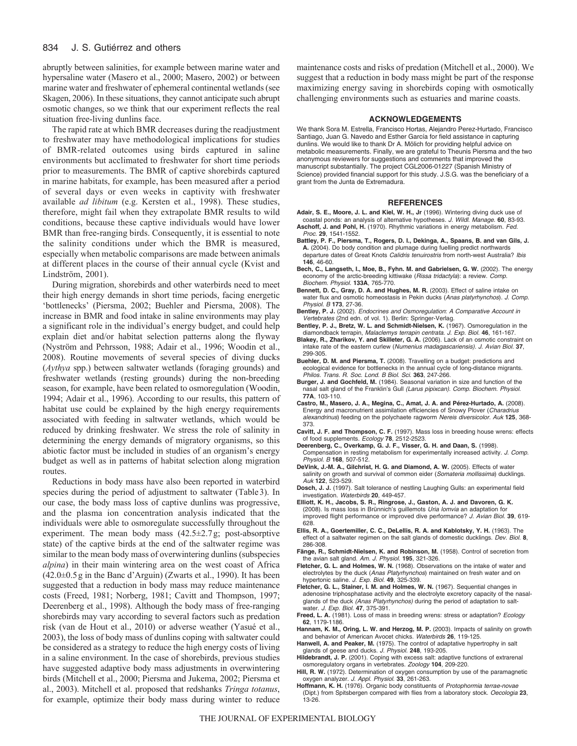abruptly between salinities, for example between marine water and hypersaline water (Masero et al., 2000; Masero, 2002) or between marine water and freshwater of ephemeral continental wetlands (see Skagen, 2006). In these situations, they cannot anticipate such abrupt osmotic changes, so we think that our experiment reflects the real situation free-living dunlins face.

The rapid rate at which BMR decreases during the readjustment to freshwater may have methodological implications for studies of BMR-related outcomes using birds captured in saline environments but acclimated to freshwater for short time periods prior to measurements. The BMR of captive shorebirds captured in marine habitats, for example, has been measured after a period of several days or even weeks in captivity with freshwater available *ad libitum* (e.g. Kersten et al., 1998). These studies, therefore, might fail when they extrapolate BMR results to wild conditions, because these captive individuals would have lower BMR than free-ranging birds. Consequently, it is essential to note the salinity conditions under which the BMR is measured, especially when metabolic comparisons are made between animals at different places in the course of their annual cycle (Kvist and Lindström, 2001).

During migration, shorebirds and other waterbirds need to meet their high energy demands in short time periods, facing energetic 'bottlenecks' (Piersma, 2002; Buehler and Piersma, 2008). The increase in BMR and food intake in saline environments may play a significant role in the individual's energy budget, and could help explain diet and/or habitat selection patterns along the flyway (Nyström and Pehrsson, 1988; Adair et al., 1996; Woodin et al., 2008). Routine movements of several species of diving ducks (*Aythya* spp.) between saltwater wetlands (foraging grounds) and freshwater wetlands (resting grounds) during the non-breeding season, for example, have been related to osmoregulation (Woodin, 1994; Adair et al., 1996). According to our results, this pattern of habitat use could be explained by the high energy requirements associated with feeding in saltwater wetlands, which would be reduced by drinking freshwater. We stress the role of salinity in determining the energy demands of migratory organisms, so this abiotic factor must be included in studies of an organism's energy budget as well as in patterns of habitat selection along migration routes.

Reductions in body mass have also been reported in waterbird species during the period of adjustment to saltwater (Table 3). In our case, the body mass loss of captive dunlins was progressive, and the plasma ion concentration analysis indicated that the individuals were able to osmoregulate successfully throughout the experiment. The mean body mass (42.5±2.7 g; post-absorptive state) of the captive birds at the end of the saltwater regime was similar to the mean body mass of overwintering dunlins (subspecies *alpina*) in their main wintering area on the west coast of Africa (42.0±0.5 g in the Banc d'Arguin) (Zwarts et al., 1990). It has been suggested that a reduction in body mass may reduce maintenance costs (Freed, 1981; Norberg, 1981; Cavitt and Thompson, 1997; Deerenberg et al., 1998). Although the body mass of free-ranging shorebirds may vary according to several factors such as predation risk (van de Hout et al., 2010) or adverse weather (Yasué et al., 2003), the loss of body mass of dunlins coping with saltwater could be considered as a strategy to reduce the high energy costs of living in a saline environment. In the case of shorebirds, previous studies have suggested adaptive body mass adjustments in overwintering birds (Mitchell et al., 2000; Piersma and Jukema, 2002; Piersma et al., 2003). Mitchell et al. proposed that redshanks *Tringa totanus*, for example, optimize their body mass during winter to reduce maintenance costs and risks of predation (Mitchell et al., 2000). We suggest that a reduction in body mass might be part of the response maximizing energy saving in shorebirds coping with osmotically challenging environments such as estuaries and marine coasts.

## ACKNOWLEDGEMENTS

We thank Sora M. Estrella, Francisco Hortas, Alejandro Perez-Hurtado, Francisco Santiago, Juan G. Navedo and Esther García for field assistance in capturing dunlins. We would like to thank Dr A. Mölich for providing helpful advice on metabolic measurements. Finally, we are grateful to Theunis Piersma and the two anonymous reviewers for suggestions and comments that improved the manuscript substantially. The project CGL2006-01227 (Spanish Ministry of Science) provided financial support for this study. J.S.G. was the beneficiary of a grant from the Junta de Extremadura.

## REFERENCES

**Adair, S. E., Moore, J. L. and Kiel, W. H., Jr** (1996). Wintering diving duck use of coastal ponds: an analysis of alternative hypotheses. *J. Wildl. Manage.* **60**, 83-93.

**Aschoff, J. and Pohl, H.** (1970). Rhythmic variations in energy metabolism. *Fed. Proc.* **29**, 1541-1552.

**Battley, P. F., Piersma, T., Rogers, D. I., Dekinga, A., Spaans, B. and van Gils, J. A.** (2004). Do body condition and plumage during fuelling predict northwards departure dates of Great Knots *Calidris tenuirostris* from north-west Australia? *Ibis* **146**, 46-60.

**Bech, C., Langseth, I., Moe, B., Fyhn. M. and Gabrielsen, G. W.** (2002). The energy economy of the arctic-breeding kittiwake (*Rissa tridactyla*): a review. *Comp. Biochem. Physiol.* **133A**, 765-770.

**Bennett, D. C., Gray, D. A. and Hughes, M. R.** (2003). Effect of saline intake on water flux and osmotic homeostasis in Pekin ducks (*Anas platyrhynchos*). *J. Comp. Physiol. B* **173**, 27-36.

**Bentley, P. J.** (2002). *Endocrines and Osmoregulation: A Comparative Account in Vertebrates* (2nd edn. of vol. 1). Berlin: Springer-Verlag.

**Bentley, P. J., Bretz, W. L. and Schmidt-Nielsen, K.** (1967). Osmoregulation in the diamondback terrapin, *Malaclemys terrapin centrata*. *J. Exp. Biol.* **46**, 161-167.

**Blakey, R., Zharikov, Y. and Skilleter, G. A.** (2006). Lack of an osmotic constraint on intake rate of the eastern curlew (*Numenius madagascariensis*). *J. Avian Biol.* **37**, 299-305.

**Buehler, D. M. and Piersma, T.** (2008). Travelling on a budget: predictions and ecological evidence for bottlenecks in the annual cycle of long-distance migrants. *Philos. Trans. R. Soc. Lond. B Biol. Sci.* **363**, 247-266.

**Burger, J. and Gochfeld, M.** (1984). Seasonal variation in size and function of the nasal salt gland of the Franklin's Gull *(Larus pipixcan). Comp. Biochem. Physiol.* **77A**, 103-110.

**Castro, M., Masero, J. A., Megina, C., Amat, J. A. and Pérez-Hurtado, A.** (2008). Energy and macronutrient assimilation efficiencies of Snowy Plover (*Charadrius alexandrinus*) feeding on the polychaete ragworm *Nereis diversicolor*. *Auk* **125**, 368-373.

**Cavitt, J. F. and Thompson, C. F.** (1997). Mass loss in breeding house wrens: effects of food supplements. *Ecology* **78**, 2512-2523.

**Deerenberg, C., Overkamp, G. J. F., Visser, G. H. and Daan, S.** (1998). Compensation in resting metabolism for experimentally increased activity. *J. Comp. Physiol. B* **168**, 507-512.

**DeVink, J.-M. A., Gilchrist, H. G. and Diamond, A. W.** (2005). Effects of water salinity on growth and survival of common eider (*Somateria mollissima*) ducklings. *Auk* **122**, 523-529.

**Dosch, J. J.** (1997). Salt tolerance of nestling Laughing Gulls: an experimental field investigation. *Waterbirds* **20**, 449-457.

**Elliott, K. H., Jacobs, S. R., Ringrose, J., Gaston, A. J. and Davoren, G. K.** (2008). Is mass loss in Brünnich's guillemots *Uria lomvia* an adaptation for improved flight performance or improved dive performance? *J. Avian Biol.* **39**, 619-628.

**Ellis, R. A., Goertemiller, C. C., DeLellis, R. A. and Kablotsky, Y. H.** (1963). The effect of a saltwater regimen on the salt glands of domestic ducklings. *Dev. Biol.* **8**, 286-308.

**Fänge, R., Schmidt-Nielsen, K. and Robinson, M.** (1958). Control of secretion from the avian salt gland. *Am. J. Physiol.* **195**, 321-326.

**Fletcher, G. L. and Holmes, W. N.** (1968). Observations on the intake of water and electrolytes by the duck (*Anas Platyrhynchos*) maintained on fresh water and on hypertonic saline. *J. Exp. Biol.* **49**, 325-339.

**Fletcher, G. L., Stainer, I. M. and Holmes, W. N.** (1967). Sequential changes in adenosine triphosphatase activity and the electrolyte excretory capacity of the nasal-glands of the duck *(Anas Platyrhynchos)* during the period of adaptation to salt-water. *J. Exp. Biol.* **47**, 375-391.

**Freed, L. A.** (1981). Loss of mass in breeding wrens: stress or adaptation? *Ecology* **62**, 1179-1186.

**Hannam, K. M., Oring, L. W. and Herzog, M. P.** (2003). Impacts of salinity on growth and behavior of American Avocet chicks. *Waterbirds* **26**, 119-125.

**Hanwell, A. and Peaker, M.** (1975). The control of adaptative hypertrophy in salt glands of geese and ducks. *J. Physiol.* **248**, 193-205.

**Hildebrandt, J. P.** (2001). Coping with excess salt: adaptive functions of extrarenal osmoregulatory organs in vertebrates. *Zoology* **104**, 209-220.

**Hill, R. W.** (1972). Determination of oxygen consumption by use of the paramagnetic oxygen analyzer. *J. Appl. Physiol.* **33**, 261-263.

**Hoffmann, K. H.** (1976). Organic body constituents of *Protophormia terrae-novae* (Dipt.) from Spitsbergen compared with flies from a laboratory stock. *Oecologia* **23**, 13-26.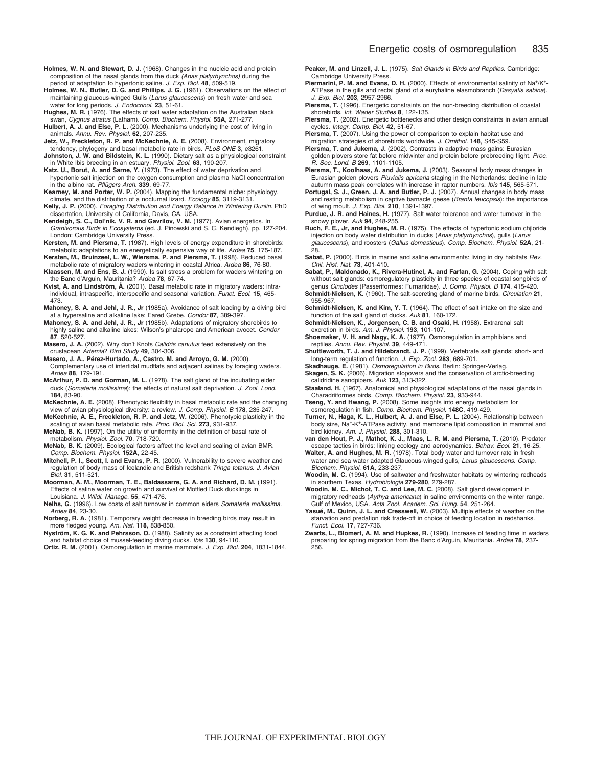**Holmes, W. N. and Stewart, D. J.** (1968). Changes in the nucleic acid and protein composition of the nasal glands from the duck *(Anas platyrhynchos)* during the period of adaptation to hypertonic saline. *J. Exp. Biol.* **48**, 509-519.

**Holmes, W. N., Butler, D. G. and Phillips, J. G.** (1961). Observations on the effect of maintaining glaucous-winged Gulls (*Larus glaucescens*) on fresh water and sea water for long periods. *J. Endocrinol.* **23**, 51-61.

**Hughes, M. R.** (1976). The effects of salt water adaptation on the Australian black swan, *Cygnus atratus* (Latham). *Comp. Biochem. Physiol.* **55A**, 271-277.

**Hulbert, A. J. and Else, P. L.** (2000). Mechanisms underlying the cost of living in animals. *Annu. Rev. Physiol.* **62**, 207-235.

**Jetz, W., Freckleton, R. P. and McKechnie, A. E.** (2008). Environment, migratory tendency, phylogeny and basal metabolic rate in birds. *PLoS ONE* **3**, e3261.

**Johnston, J. W. and Bildstein, K. L.** (1990). Dietary salt as a physiological constraint in White Ibis breeding in an estuary. *Physiol. Zool.* **63**, 190-207.

**Katz, U., Borut, A. and Sarne, Y.** (1973). The effect of water deprivation and hypertonic salt injection on the oxygen consumption and plasma NaCl concentration in the albino rat. *Pflügers Arch.* **339**, 69-77.

**Kearney, M. and Porter, W. P.** (2004). Mapping the fundamental niche: physiology, climate, and the distribution of a nocturnal lizard. *Ecology* **85**, 3119-3131.

**Kelly, J. P.** (2000). *Foraging Distribution and Energy Balance in Wintering Dunlin.* PhD dissertation, University of California, Davis, CA, USA.

**Kendeigh, S. C., Dol'nik, V. R. and Gavrilov, V. M.** (1977). Avian energetics. In *Granivorous Birds in Ecosystems* (ed. J. Pinowski and S. C. Kendiegh), pp. 127-204. London: Cambridge University Press.

**Kersten, M. and Piersma, T.** (1987). High levels of energy expenditure in shorebirds: metabolic adaptations to an energetically expensive way of life. *Ardea* **75**, 175-187.

**Kersten, M., Bruinzeel, L. W., Wiersma, P. and Piersma, T.** (1998). Reduced basal metabolic rate of migratory waders wintering in coastal Africa. *Ardea* **86**, 76-80.

**Klaassen, M. and Ens, B. J.** (1990). Is salt stress a problem for waders wintering on the Banc d'Arguin, Mauritania? *Ardea* **78**, 67-74.

**Kvist, A. and Lindström, Å.** (2001). Basal metabolic rate in migratory waders: intra-individual, intraspecific, interspecific and seasonal variation. *Funct. Ecol.* **15**, 465-473.

**Mahoney, S. A. and Jehl, J. R., Jr** (1985a). Avoidance of salt loading by a diving bird at a hypersaline and alkaline lake: Eared Grebe. *Condor* **87**, 389-397.

**Mahoney, S. A. and Jehl, J. R., Jr** (1985b). Adaptations of migratory shorebirds to highly saline and alkaline lakes: Wilson's phalarope and American avocet. *Condor* **87**, 520-527.

**Masero, J. A.** (2002). Why don't Knots *Calidris canutus* feed extensively on the crustacean *Artemia*? *Bird Study* **49**, 304-306.

**Masero, J. A., Pérez-Hurtado, A., Castro, M. and Arroyo, G. M.** (2000). Complementary use of intertidal mudflats and adjacent salinas by foraging waders. *Ardea* **88**, 179-191.

**McArthur, P. D. and Gorman, M. L.** (1978). The salt gland of the incubating eider duck (*Somateria mollissima*): the effects of natural salt deprivation. *J. Zool. Lond.* **184**, 83-90.

**McKechnie, A. E.** (2008). Phenotypic flexibility in basal metabolic rate and the changing view of avian physiological diversity: a review. *J. Comp. Physiol. B* **178**, 235-247.

**McKechnie, A. E., Freckleton, R. P. and Jetz, W.** (2006). Phenotypic plasticity in the scaling of avian basal metabolic rate. *Proc. Biol. Sci.* **273**, 931-937.

**McNab, B. K.** (1997). On the utility of uniformity in the definition of basal rate of metabolism. *Physiol. Zool.* **70**, 718-720.

**McNab, B. K.** (2009). Ecological factors affect the level and scaling of avian BMR. *Comp. Biochem. Physiol.* **152A**, 22-45.

**Mitchell, P. I., Scott, I. and Evans, P. R.** (2000). Vulnerability to severe weather and regulation of body mass of Icelandic and British redshank *Tringa totanus*. *J. Avian Biol.* **31**, 511-521.

**Moorman, A. M., Moorman, T. E., Baldassarre, G. A. and Richard, D. M.** (1991). Effects of saline water on growth and survival of Mottled Duck ducklings in Louisiana. *J. Wildl. Manage.* **55**, 471-476.

**Nelhs, G.** (1996). Low costs of salt turnover in common eiders *Somateria mollissima*. *Ardea* **84**, 23-30.

**Norberg, R. A.** (1981). Temporary weight decrease in breeding birds may result in more fledged young. *Am. Nat.* **118**, 838-850.

**Nyström, K. G. K. and Pehrsson, O.** (1988). Salinity as a constraint affecting food and habitat choice of mussel-feeding diving ducks. *Ibis* **130**, 94-110.

**Ortiz, R. M.** (2001). Osmoregulation in marine mammals. *J. Exp. Biol.* **204**, 1831-1844.

**Peaker, M. and Linzell, J. L.** (1975). *Salt Glands in Birds and Reptiles.* Cambridge: Cambridge University Press.

**Piermarini, P. M. and Evans, D. H.** (2000). Effects of environmental salinity of $Na^+/K^+$-ATPase in the gills and rectal gland of a euryhaline elasmobranch (*Dasyatis sabina*). *J. Exp. Biol.* **203**, 2957-2966.

**Piersma, T.** (1996). Energetic constraints on the non-breeding distribution of coastal shorebirds. *Int. Wader Studies* **8**, 122-135.

**Piersma, T.** (2002). Energetic bottlenecks and other design constraints in avian annual cycles. *Integr. Comp. Biol.* **42**, 51-67.

**Piersma, T.** (2007). Using the power of comparison to explain habitat use and migration strategies of shorebirds worldwide. *J. Ornithol.* **148**, S45-S59.

**Piersma, T. and Jukema, J.** (2002). Contrasts in adaptive mass gains: Eurasian golden plovers store fat before midwinter and protein before prebreeding flight. *Proc. R. Soc. Lond. B* **269**, 1101-1105.

**Piersma, T., Koolhaas, A. and Jukema, J.** (2003). Seasonal body mass changes in Eurasian golden plovers *Pluvialis apricaria* staging in the Netherlands: decline in late autumn mass peak correlates with increase in raptor numbers. *Ibis* **145**, 565-571.

**Portugal, S. J., Green, J. A. and Butler, P. J.** (2007). Annual changes in body mass and resting metabolism in captive barnacle geese (*Branta leucopsis*): the importance of wing moult. *J. Exp. Biol.* **210**, 1391-1397.

**Purdue, J. R. and Haines, H.** (1977). Salt water tolerance and water turnover in the snowy plover. *Auk* **94**, 248-255.

**Ruch, F. E., Jr, and Hughes, M. R.** (1975). The effects of hypertonic sodium chjloride injection on body water distribution in ducks (*Anas platyrhynchos*), gulls (*Larus glaucescens*), and roosters (*Gallus domesticus*). *Comp. Biochem. Physiol.* **52A**, 21-28.

**Sabat, P.** (2000). Birds in marine and saline environments: living in dry habitats *Rev. Chil. Hist. Nat.* **73**, 401-410.

**Sabat, P., Maldonado, K., Rivera-Hutinel, A. and Farfan, G.** (2004). Coping with salt without salt glands: osmoregulatory plasticity in three species of coastal songbirds of genus *Cinclodes* (Passeriformes: Furnariidae). *J. Comp. Physiol. B* **174**, 415-420.

**Schmidt-Nielsen, K.** (1960). The salt-secreting gland of marine birds. *Circulation* **21**, 955-967.

**Schmidt-Nielsen, K. and Kim, Y. T.** (1964). The effect of salt intake on the size and function of the salt gland of ducks. *Auk* **81**, 160-172.

**Schmidt-Nielsen, K., Jorgensen, C. B. and Osaki, H.** (1958). Extrarenal salt excretion in birds. *Am. J. Physiol.* **193**, 101-107.

**Shoemaker, V. H. and Nagy, K. A.** (1977). Osmoregulation in amphibians and reptiles. *Annu. Rev. Physiol.* **39**, 449-471.

**Shuttleworth, T. J. and Hildebrandt, J. P.** (1999). Vertebrate salt glands: short- and long-term regulation of function. *J. Exp. Zool.* **283**, 689-701.

**Skadhauge, E.** (1981). *Osmoregulation in Birds.* Berlin: Springer-Verlag.

**Skagen, S. K.** (2006). Migration stopovers and the conservation of arctic-breeding calidridine sandpipers. *Auk* **123**, 313-322.

**Staaland, H.** (1967). Anatomical and physiological adaptations of the nasal glands in Charadriiformes birds. *Comp. Biochem. Physiol.* **23**, 933-944.

**Tseng, Y. and Hwang, P.** (2008). Some insights into energy metabolism for osmoregulation in fish. *Comp. Biochem. Physiol.* **148C**, 419-429.

**Turner, N., Haga, K. L., Hulbert, A. J. and Else, P. L.** (2004). Relationship between body size, $Na^+$-$K^+$-ATPase activity, and membrane lipid composition in mammal and bird kidney. *Am. J. Physiol.* **288**, 301-310.

**van den Hout, P. J., Mathot, K. J., Maas, L. R. M. and Piersma, T.** (2010). Predator escape tactics in birds: linking ecology and aerodynamics. *Behav. Ecol.* **21**, 16-25.

**Walter, A. and Hughes, M. R.** (1978). Total body water and turnover rate in fresh water and sea water adapted Glaucous-winged gulls, *Larus glaucescens*. *Comp. Biochem. Physiol.* **61A**, 233-237.

**Woodin, M. C.** (1994). Use of saltwater and freshwater habitats by wintering redheads in southern Texas. *Hydrobiologia* **279-280**, 279-287.

**Woodin, M. C., Michot, T. C. and Lee, M. C.** (2008). Salt gland development in migratory redheads (*Aythya americana*) in saline environments on the winter range, Gulf of Mexico, USA. *Acta Zool. Academ. Sci. Hung.* **54**, 251-264.

**Yasué, M., Quinn, J. L. and Cresswell, W.** (2003). Multiple effects of weather on the starvation and predation risk trade-off in choice of feeding location in redshanks. *Funct. Ecol.* **17**, 727-736.

**Zwarts, L., Blomert, A. M. and Hupkes, R.** (1990). Increase of feeding time in waders preparing for spring migration from the Banc d'Arguin, Mauritania. *Ardea* **78**, 237-256.